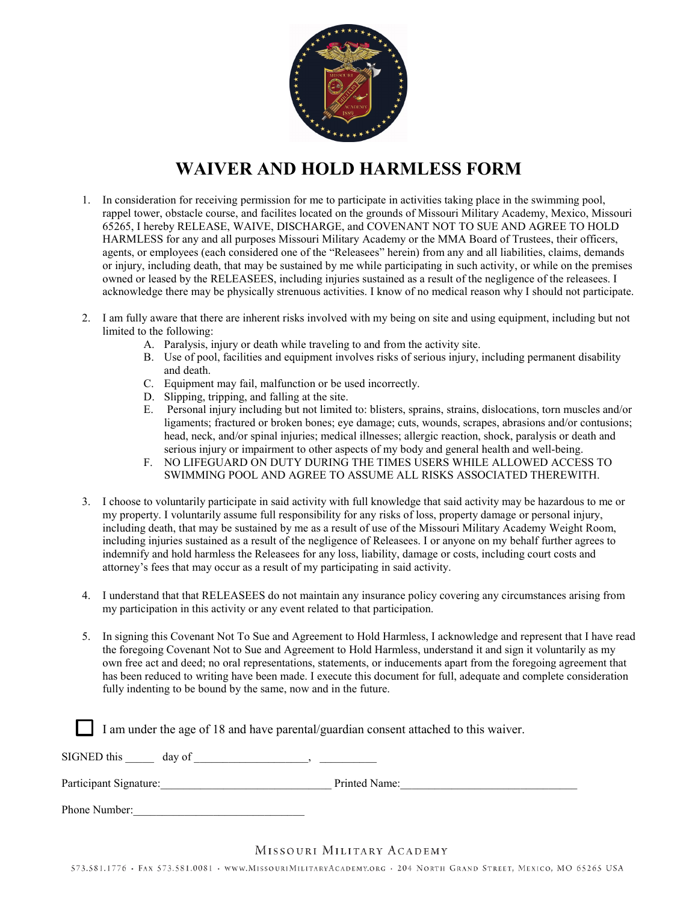# WAIVER AND HOLD HARMLESS FORM

1. In consideration for receiving permission for me to participate in activities taking place in the swimming pool, rappel tower, obstacle course, and facilites located on the grounds of Missouri Military Academy, Mexico, Missouri 65265, I hereby RELEASE, WAIVE, DISCHARGE, and COVENANT NOT TO SUE AND AGREE TO HOLD HARMLESS for any and all purposes Missouri Military Academy or the MMA Board of Trustees, their officers, agents, or employees (each considered one of the "Releasees" herein) from any and all liabilities, claims, demands or injury, including death, that may be sustained by me while participating in such activity, or while on the premises owned or leased by the RELEASEES, including injuries sustained as a result of the negligence of the releasees. I acknowledge there may be physically strenuous activities. I know of no medical reason why I should not participate.

2. I am fully aware that there are inherent risks involved with my being on site and using equipment, including but not limited to the following:
   A. Paralysis, injury or death while traveling to and from the activity site.
   B. Use of pool, facilities and equipment involves risks of serious injury, including permanent disability and death.
   C. Equipment may fail, malfunction or be used incorrectly.
   D. Slipping, tripping, and falling at the site.
   E. Personal injury including but not limited to: blisters, sprains, strains, dislocations, torn muscles and/or ligaments; fractured or broken bones; eye damage; cuts, wounds, scrapes, abrasions and/or contusions; head, neck, and/or spinal injuries; medical illnesses; allergic reaction, shock, paralysis or death and serious injury or impairment to other aspects of my body and general health and well-being.
   F. NO LIFEGUARD ON DUTY DURING THE TIMES USERS WHILE ALLOWED ACCESS TO SWIMMING POOL AND AGREE TO ASSUME ALL RISKS ASSOCIATED THEREWITH.

3. I choose to voluntarily participate in said activity with full knowledge that said activity may be hazardous to me or my property. I voluntarily assume full responsibility for any risks of loss, property damage or personal injury, including death, that may be sustained by me as a result of use of the Missouri Military Academy Weight Room, including injuries sustained as a result of the negligence of Releasees. I or anyone on my behalf further agrees to indemnify and hold harmless the Releasees for any loss, liability, damage or costs, including court costs and attorney's fees that may occur as a result of my participating in said activity.

4. I understand that that RELEASEES do not maintain any insurance policy covering any circumstances arising from my participation in this activity or any event related to that participation.

5. In signing this Covenant Not To Sue and Agreement to Hold Harmless, I acknowledge and represent that I have read the foregoing Covenant Not to Sue and Agreement to Hold Harmless, understand it and sign it voluntarily as my own free act and deed; no oral representations, statements, or inducements apart from the foregoing agreement that has been reduced to writing have been made. I execute this document for full, adequate and complete consideration fully indenting to be bound by the same, now and in the future.

☐ I am under the age of 18 and have parental/guardian consent attached to this waiver.

SIGNED this _____ day of ___________________, __________

Participant Signature:_____________________________ Printed Name:______________________________

Phone Number:_____________________________

Missouri Military Academy

573.581.1776 · Fax 573.581.0081 · www.MissouriMilitaryAcademy.org · 204 North Grand Street, Mexico, MO 65265 USA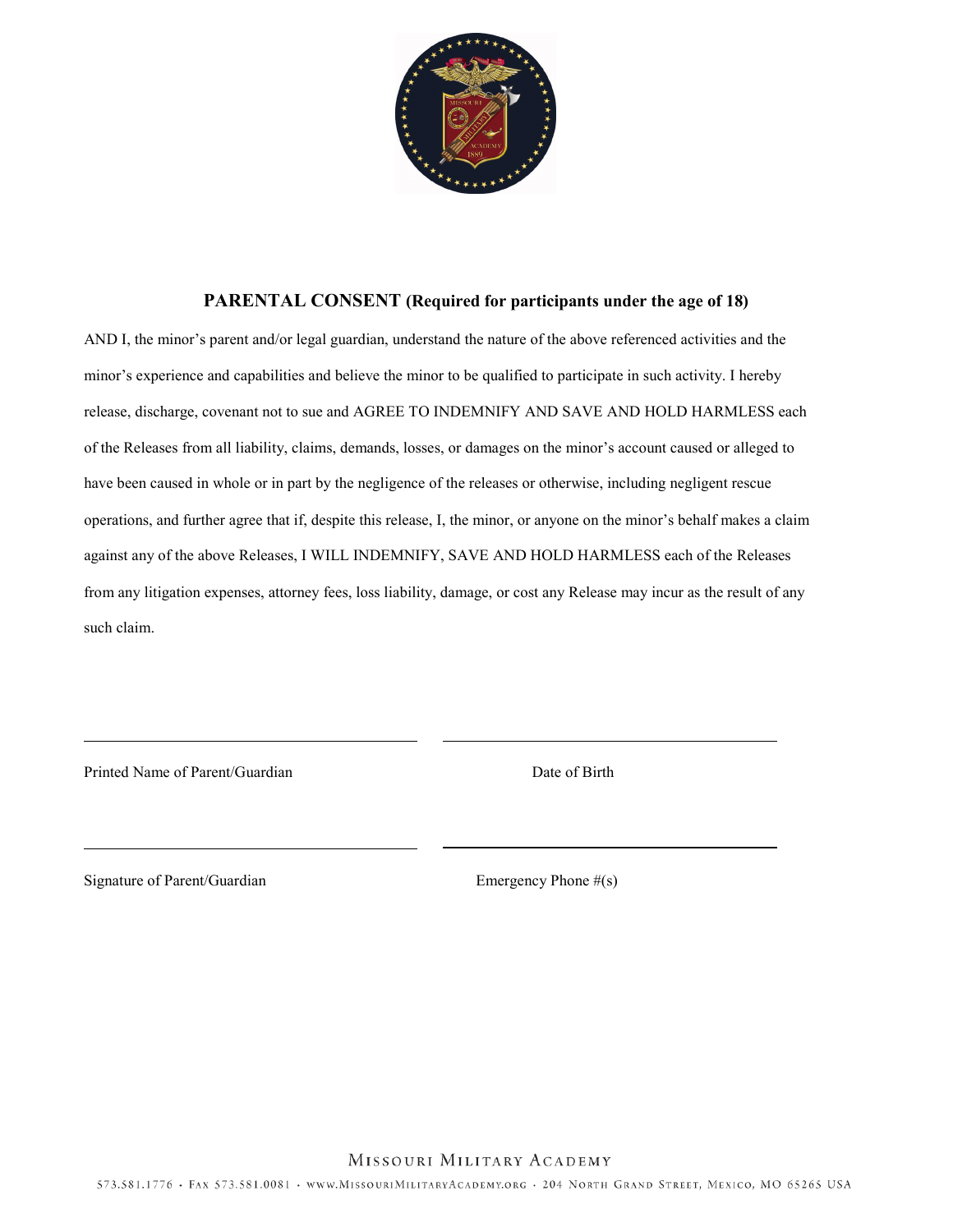## **PARENTAL CONSENT (Required for participants under the age of 18)**

AND I, the minor's parent and/or legal guardian, understand the nature of the above referenced activities and the minor's experience and capabilities and believe the minor to be qualified to participate in such activity. I hereby release, discharge, covenant not to sue and AGREE TO INDEMNIFY AND SAVE AND HOLD HARMLESS each of the Releases from all liability, claims, demands, losses, or damages on the minor's account caused or alleged to have been caused in whole or in part by the negligence of the releases or otherwise, including negligent rescue operations, and further agree that if, despite this release, I, the minor, or anyone on the minor's behalf makes a claim against any of the above Releases, I WILL INDEMNIFY, SAVE AND HOLD HARMLESS each of the Releases from any litigation expenses, attorney fees, loss liability, damage, or cost any Release may incur as the result of any such claim.

_______________________________ _______________________________

Printed Name of Parent/Guardian Date of Birth

_______________________________ _______________________________

Signature of Parent/Guardian Emergency Phone #(s)

Missouri Military Academy

573.581.1776 · Fax 573.581.0081 · www.MissouriMilitaryAcademy.org · 204 North Grand Street, Mexico, MO 65265 USA